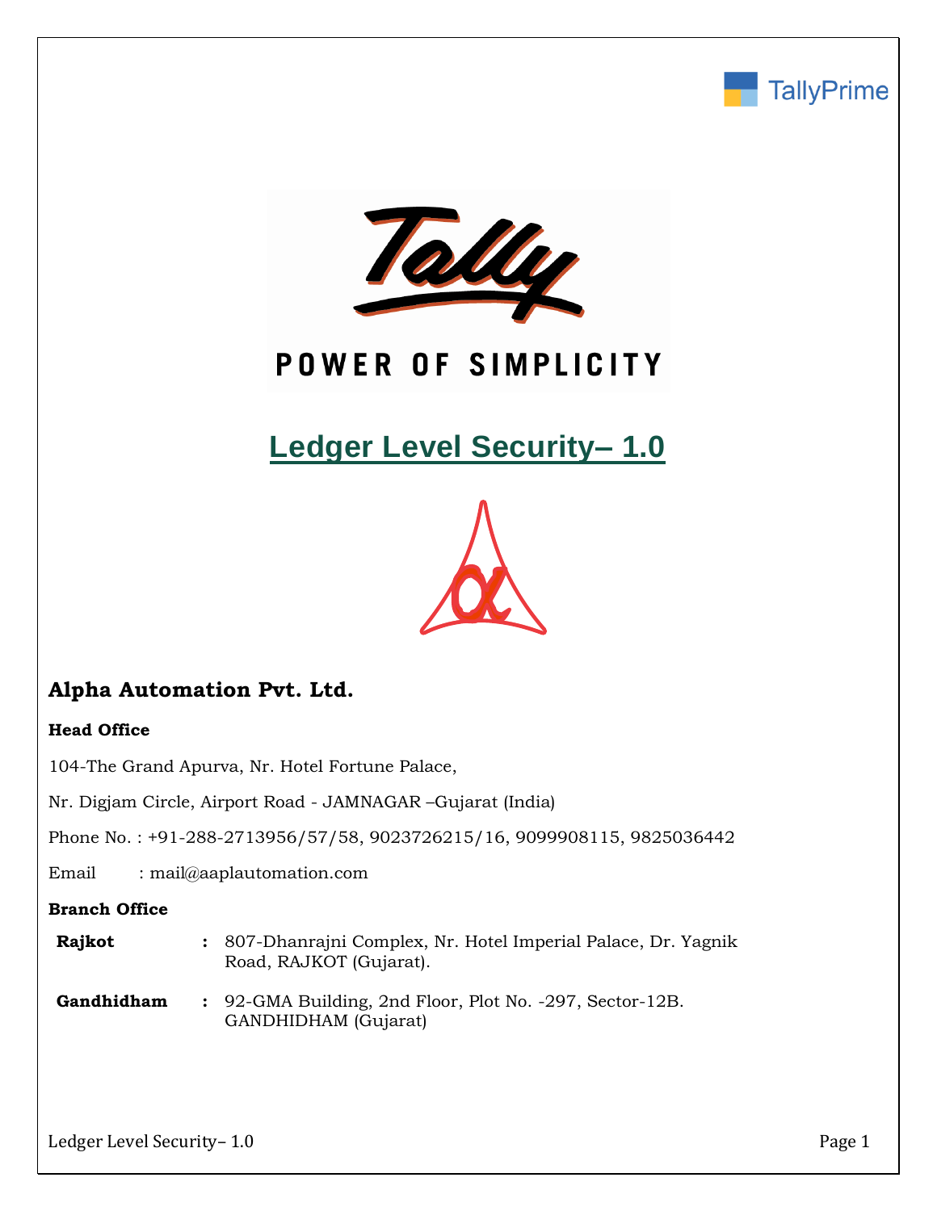TallyPrime

Tally

POWER OF SIMPLICITY

# Ledger Level Security– 1.0

## Alpha Automation Pvt. Ltd.

**Head Office**

104-The Grand Apurva, Nr. Hotel Fortune Palace,

Nr. Digjam Circle, Airport Road - JAMNAGAR –Gujarat (India)

Phone No. : +91-288-2713956/57/58, 9023726215/16, 9099908115, 9825036442

Email : mail@aaplautomation.com

**Branch Office**

| | | |
|---|---|---|
| **Rajkot** | : | 807-Dhanrajni Complex, Nr. Hotel Imperial Palace, Dr. Yagnik Road, RAJKOT (Gujarat). |
| **Gandhidham** | : | 92-GMA Building, 2nd Floor, Plot No. -297, Sector-12B. GANDHIDHAM (Gujarat) |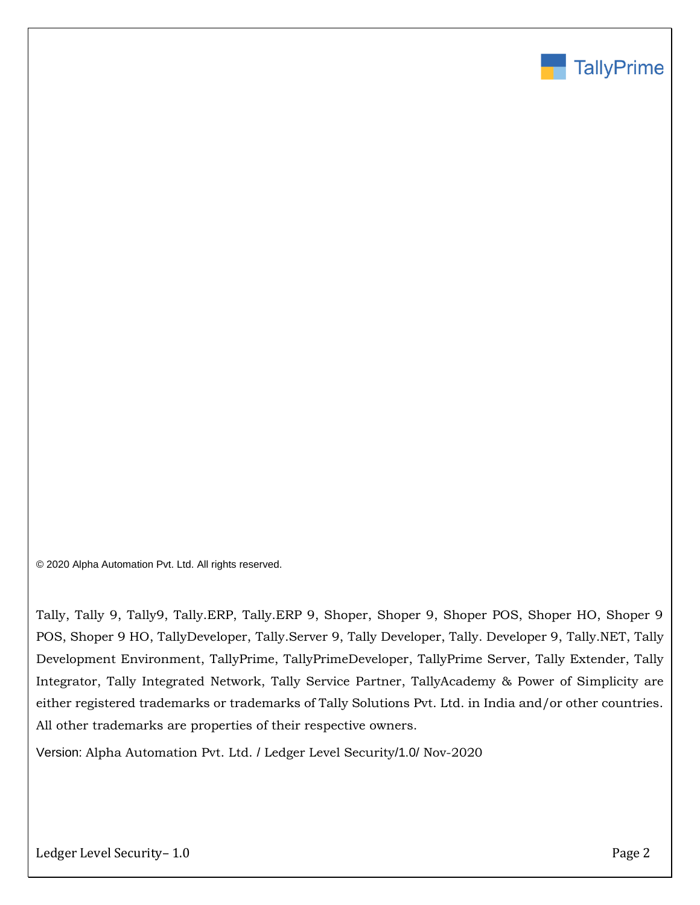© 2020 Alpha Automation Pvt. Ltd. All rights reserved.

Tally, Tally 9, Tally9, Tally.ERP, Tally.ERP 9, Shoper, Shoper 9, Shoper POS, Shoper HO, Shoper 9 POS, Shoper 9 HO, TallyDeveloper, Tally.Server 9, Tally Developer, Tally. Developer 9, Tally.NET, Tally Development Environment, TallyPrime, TallyPrimeDeveloper, TallyPrime Server, Tally Extender, Tally Integrator, Tally Integrated Network, Tally Service Partner, TallyAcademy & Power of Simplicity are either registered trademarks or trademarks of Tally Solutions Pvt. Ltd. in India and/or other countries. All other trademarks are properties of their respective owners.

Version: Alpha Automation Pvt. Ltd. / Ledger Level Security/1.0/ Nov-2020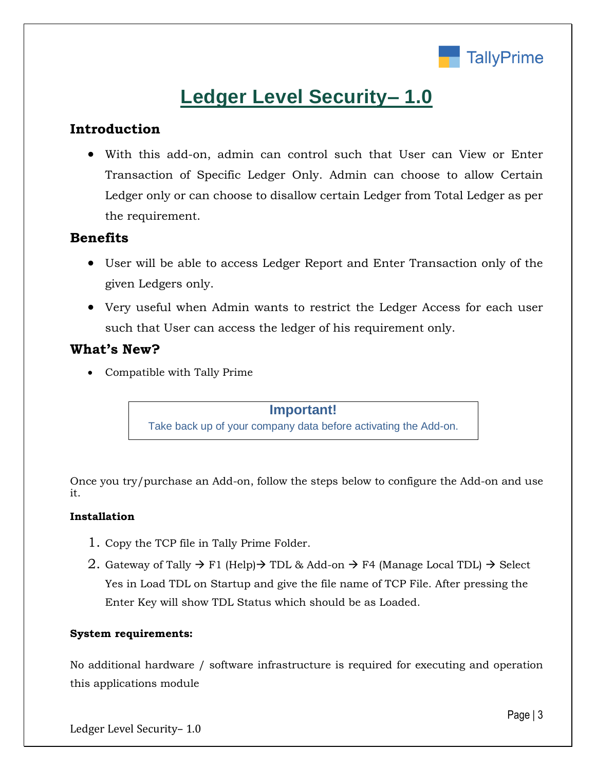# Ledger Level Security– 1.0

## Introduction

- With this add-on, admin can control such that User can View or Enter Transaction of Specific Ledger Only. Admin can choose to allow Certain Ledger only or can choose to disallow certain Ledger from Total Ledger as per the requirement.

## Benefits

- User will be able to access Ledger Report and Enter Transaction only of the given Ledgers only.
- Very useful when Admin wants to restrict the Ledger Access for each user such that User can access the ledger of his requirement only.

## What's New?

- Compatible with Tally Prime

**Important!**
Take back up of your company data before activating the Add-on.

Once you try/purchase an Add-on, follow the steps below to configure the Add-on and use it.

**Installation**

1. Copy the TCP file in Tally Prime Folder.
2. Gateway of Tally → F1 (Help)→ TDL & Add-on → F4 (Manage Local TDL) → Select Yes in Load TDL on Startup and give the file name of TCP File. After pressing the Enter Key will show TDL Status which should be as Loaded.

**System requirements:**

No additional hardware / software infrastructure is required for executing and operation this applications module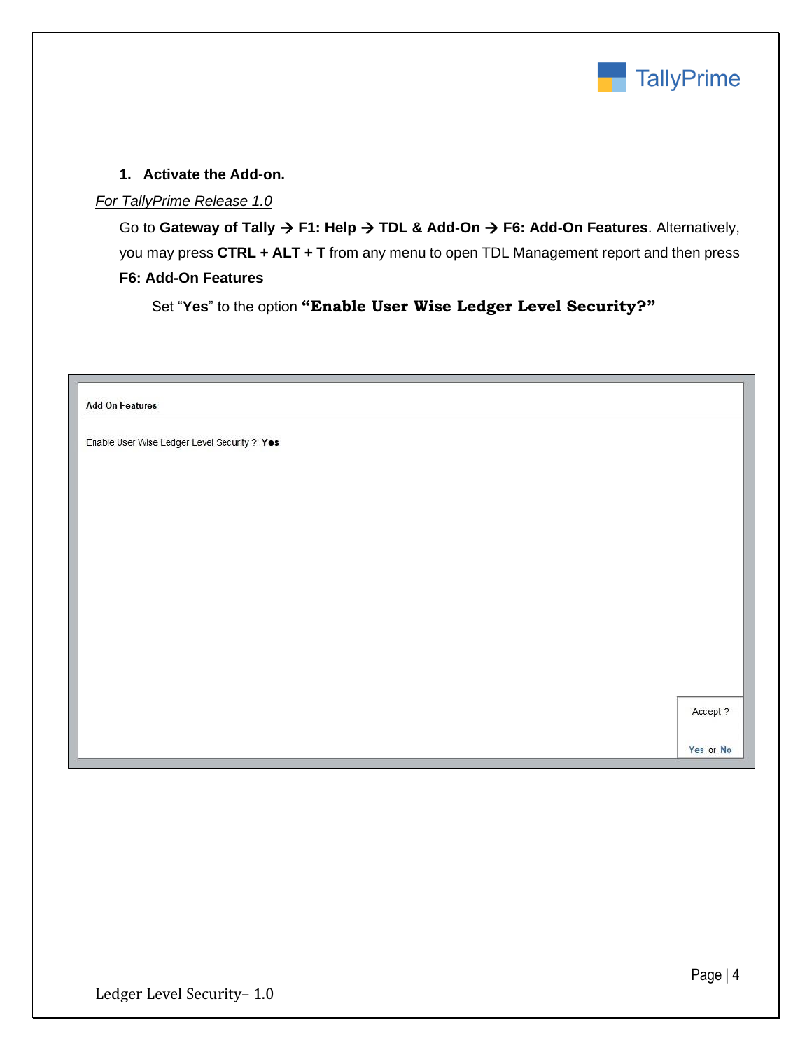1. **Activate the Add-on.**

*For TallyPrime Release 1.0*

Go to **Gateway of Tally → F1: Help → TDL & Add-On → F6: Add-On Features**. Alternatively, you may press **CTRL + ALT + T** from any menu to open TDL Management report and then press **F6: Add-On Features**

Set "**Yes**" to the option **"Enable User Wise Ledger Level Security?"**

Add-On Features

Enable User Wise Ledger Level Security ? **Yes**

Accept ?

Yes or No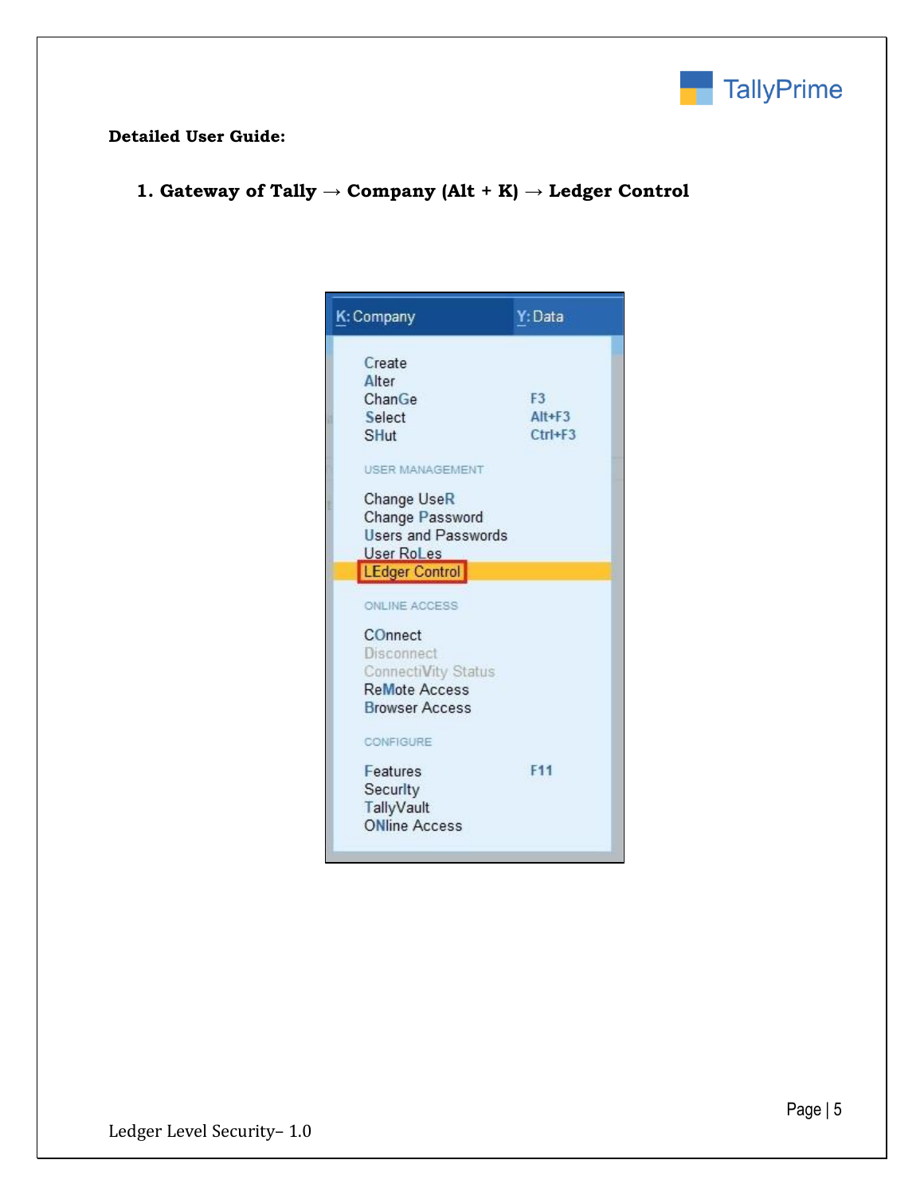**Detailed User Guide:**

1. **Gateway of Tally → Company (Alt + K) → Ledger Control**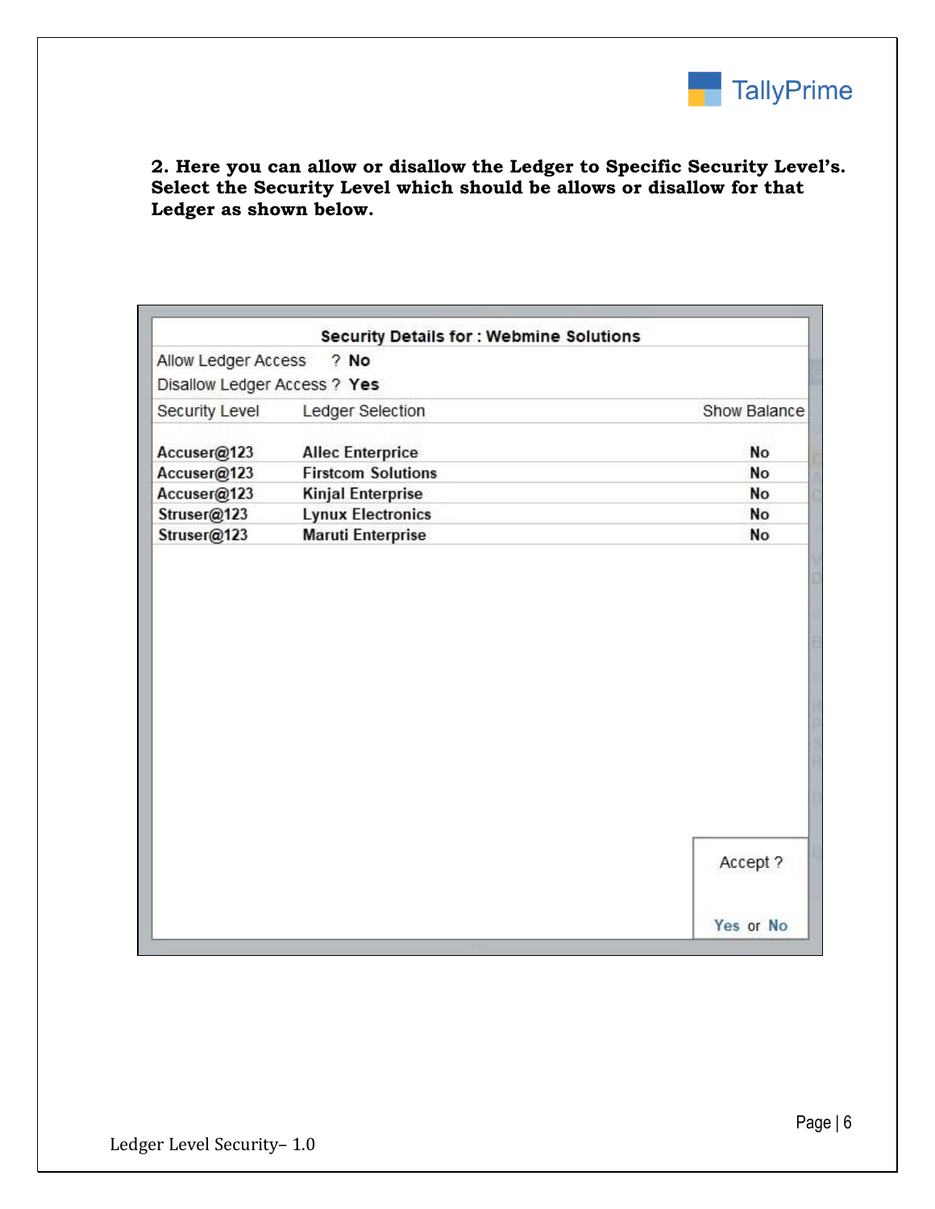**2. Here you can allow or disallow the Ledger to Specific Security Level's. Select the Security Level which should be allows or disallow for that Ledger as shown below.**

**Security Details for : Webmine Solutions**

Allow Ledger Access ? **No**

Disallow Ledger Access ? **Yes**

| Security Level | Ledger Selection | Show Balance |
| --- | --- | --- |
| Accuser@123 | Allec Enterprice | No |
| Accuser@123 | Firstcom Solutions | No |
| Accuser@123 | Kinjal Enterprise | No |
| Struser@123 | Lynux Electronics | No |
| Struser@123 | Maruti Enterprise | No |

Accept ?

Yes or No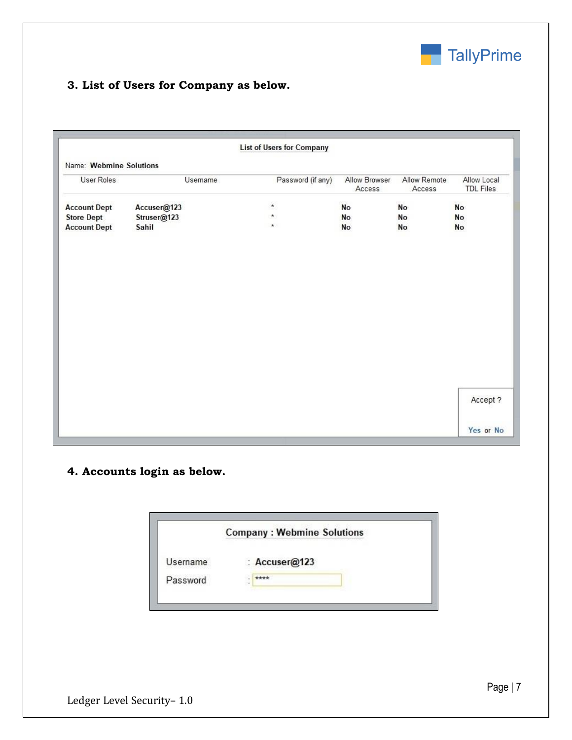### 3. List of Users for Company as below.

**List of Users for Company**

Name: **Webmine Solutions**

| User Roles | Username | Password (if any) | Allow Browser Access | Allow Remote Access | Allow Local TDL Files |
|---|---|---|---|---|---|
| Account Dept | Accuser@123 | * | No | No | No |
| Store Dept | Struser@123 | * | No | No | No |
| Account Dept | Sahil | * | No | No | No |

Accept ?

Yes or No

### 4. Accounts login as below.

**Company : Webmine Solutions**

Username : **Accuser@123**

Password : ****

Ledger Level Security– 1.0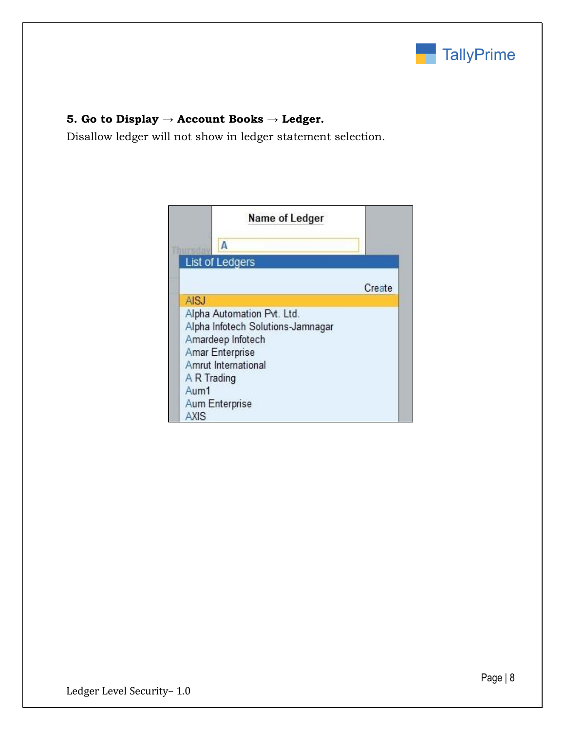**5. Go to Display → Account Books → Ledger.**

Disallow ledger will not show in ledger statement selection.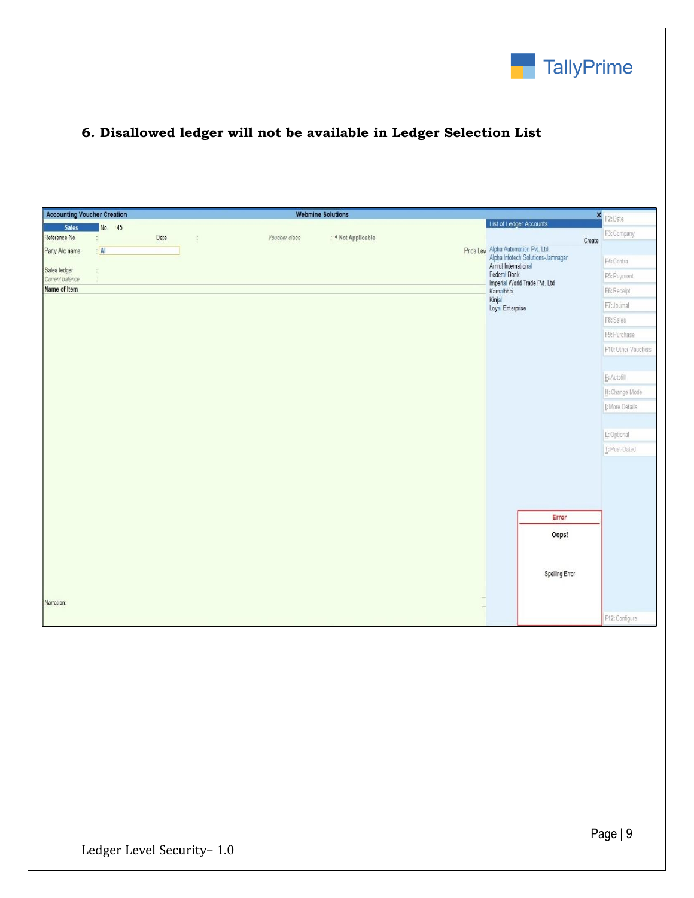## 6. Disallowed ledger will not be available in Ledger Selection List

Accounting Voucher Creation — Webmine Solutions

Sales No. 45

Reference No : Date : Voucher class : ♦ Not Applicable

Party A/c name : Al

Sales ledger :

Current balance :

Name of Item

Narration:

List of Ledger Accounts

Create

Alpha Automation Pvt. Ltd.
Alpha Infotech Solutions-Jamnagar
Amrut International
Federal Bank
Imperial World Trade Pvt. Ltd
Kamalbhai
Kinjal
Loyal Enterprise

Error

Oops!

Spelling Error

F2: Date
F3: Company
F4: Contra
F5: Payment
F6: Receipt
F7: Journal
F8: Sales
F9: Purchase
F10: Other Vouchers
E: Autofill
H: Change Mode
I: More Details
L: Optional
T: Post-Dated
F12: Configure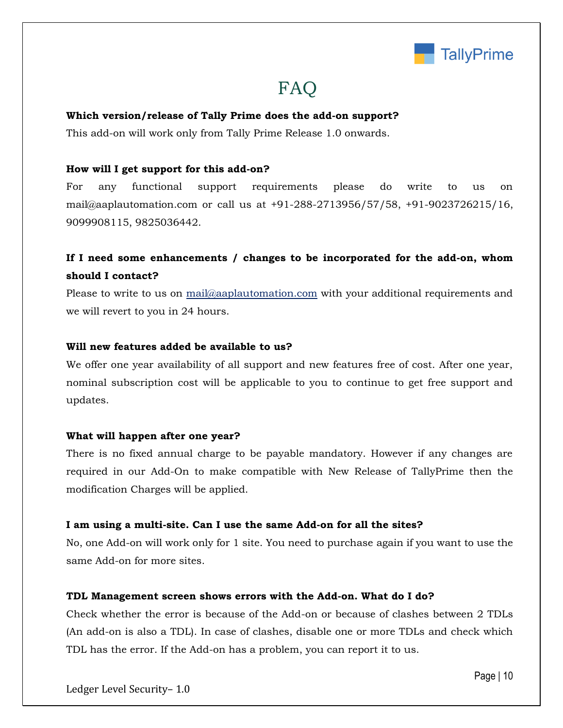# FAQ

**Which version/release of Tally Prime does the add-on support?**

This add-on will work only from Tally Prime Release 1.0 onwards.

**How will I get support for this add-on?**

For any functional support requirements please do write to us on mail@aaplautomation.com or call us at +91-288-2713956/57/58, +91-9023726215/16, 9099908115, 9825036442.

**If I need some enhancements / changes to be incorporated for the add-on, whom should I contact?**

Please to write to us on mail@aaplautomation.com with your additional requirements and we will revert to you in 24 hours.

**Will new features added be available to us?**

We offer one year availability of all support and new features free of cost. After one year, nominal subscription cost will be applicable to you to continue to get free support and updates.

**What will happen after one year?**

There is no fixed annual charge to be payable mandatory. However if any changes are required in our Add-On to make compatible with New Release of TallyPrime then the modification Charges will be applied.

**I am using a multi-site. Can I use the same Add-on for all the sites?**

No, one Add-on will work only for 1 site. You need to purchase again if you want to use the same Add-on for more sites.

**TDL Management screen shows errors with the Add-on. What do I do?**

Check whether the error is because of the Add-on or because of clashes between 2 TDLs (An add-on is also a TDL). In case of clashes, disable one or more TDLs and check which TDL has the error. If the Add-on has a problem, you can report it to us.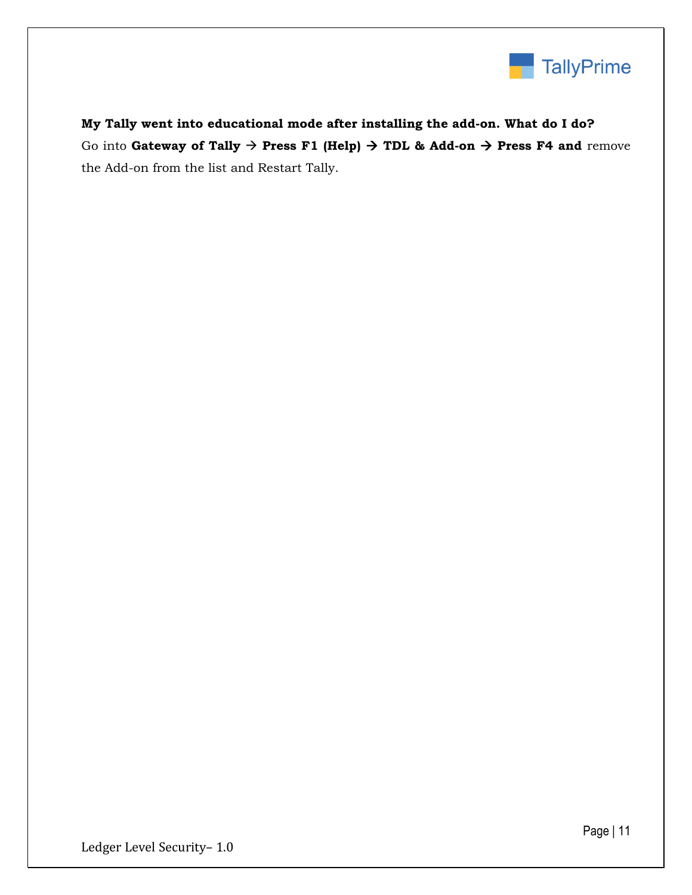**My Tally went into educational mode after installing the add-on. What do I do?**

Go into **Gateway of Tally → Press F1 (Help) → TDL & Add-on → Press F4 and** remove the Add-on from the list and Restart Tally.